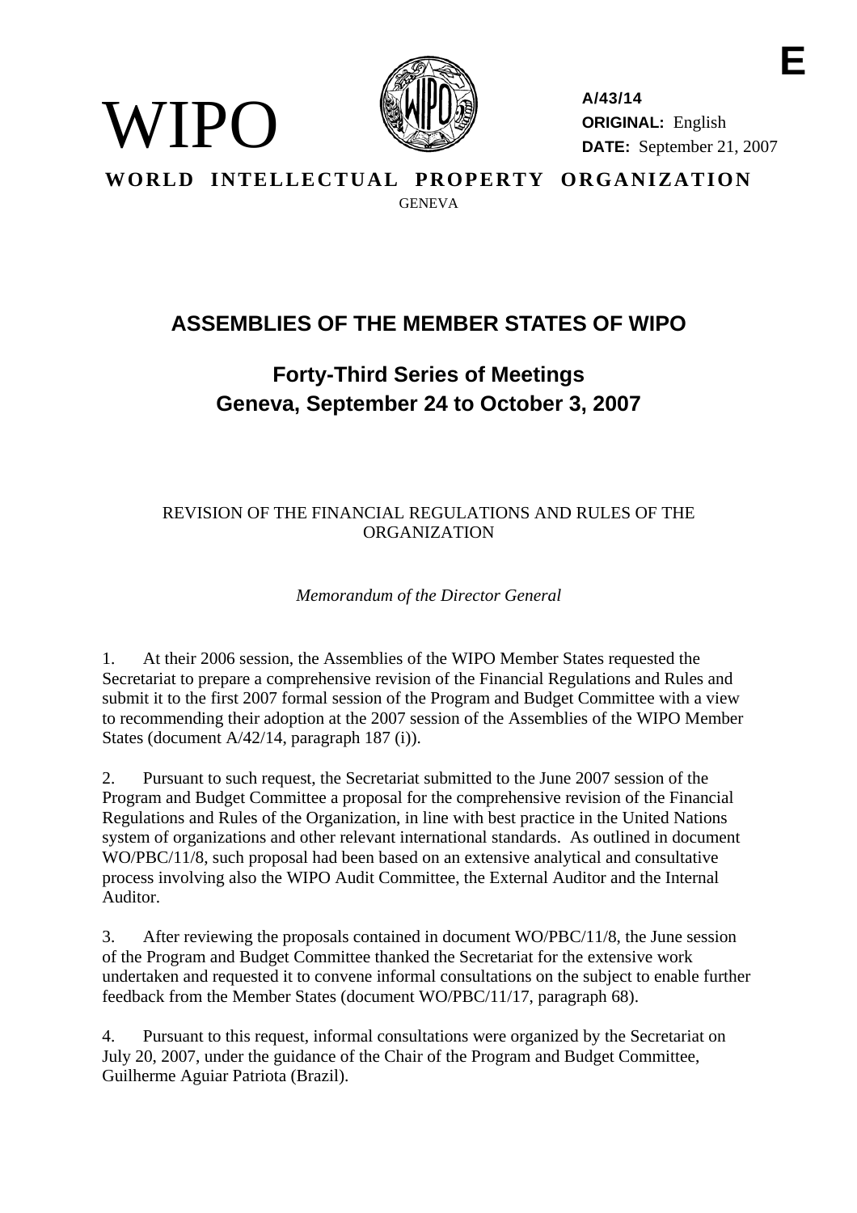E

WIPO

**A/43/14**
**ORIGINAL:** English
**DATE:** September 21, 2007

**WORLD INTELLECTUAL PROPERTY ORGANIZATION**
GENEVA

# ASSEMBLIES OF THE MEMBER STATES OF WIPO

## Forty-Third Series of Meetings
## Geneva, September 24 to October 3, 2007

REVISION OF THE FINANCIAL REGULATIONS AND RULES OF THE ORGANIZATION

*Memorandum of the Director General*

1. At their 2006 session, the Assemblies of the WIPO Member States requested the Secretariat to prepare a comprehensive revision of the Financial Regulations and Rules and submit it to the first 2007 formal session of the Program and Budget Committee with a view to recommending their adoption at the 2007 session of the Assemblies of the WIPO Member States (document A/42/14, paragraph 187 (i)).

2. Pursuant to such request, the Secretariat submitted to the June 2007 session of the Program and Budget Committee a proposal for the comprehensive revision of the Financial Regulations and Rules of the Organization, in line with best practice in the United Nations system of organizations and other relevant international standards. As outlined in document WO/PBC/11/8, such proposal had been based on an extensive analytical and consultative process involving also the WIPO Audit Committee, the External Auditor and the Internal Auditor.

3. After reviewing the proposals contained in document WO/PBC/11/8, the June session of the Program and Budget Committee thanked the Secretariat for the extensive work undertaken and requested it to convene informal consultations on the subject to enable further feedback from the Member States (document WO/PBC/11/17, paragraph 68).

4. Pursuant to this request, informal consultations were organized by the Secretariat on July 20, 2007, under the guidance of the Chair of the Program and Budget Committee, Guilherme Aguiar Patriota (Brazil).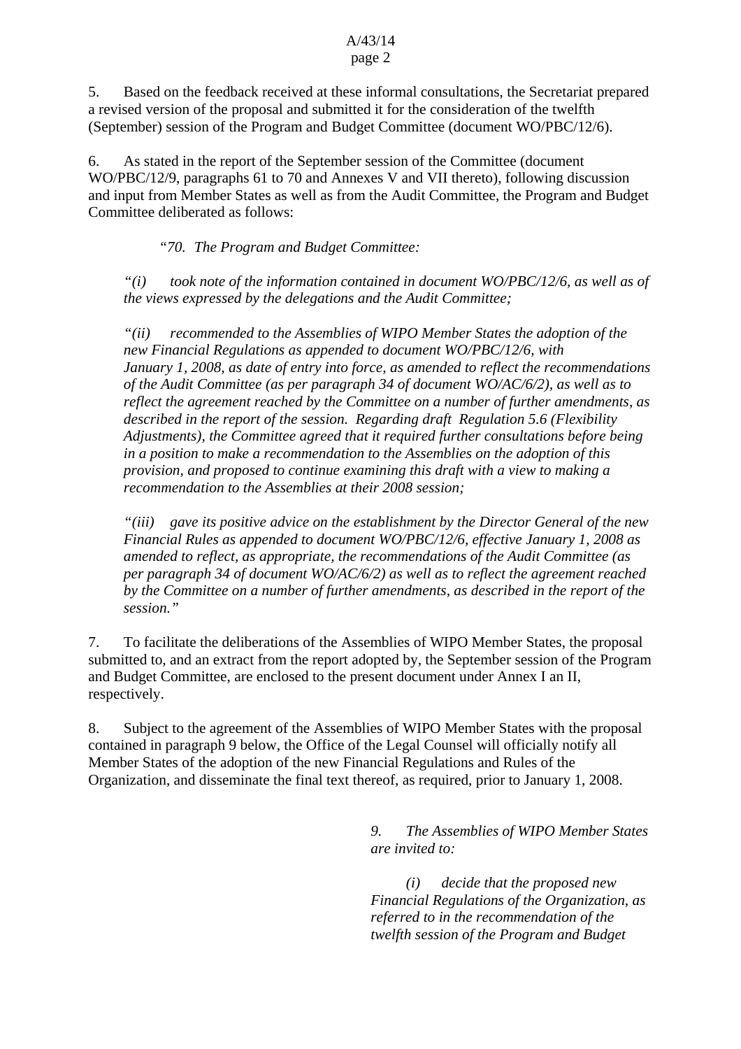5. Based on the feedback received at these informal consultations, the Secretariat prepared a revised version of the proposal and submitted it for the consideration of the twelfth (September) session of the Program and Budget Committee (document WO/PBC/12/6).

6. As stated in the report of the September session of the Committee (document WO/PBC/12/9, paragraphs 61 to 70 and Annexes V and VII thereto), following discussion and input from Member States as well as from the Audit Committee, the Program and Budget Committee deliberated as follows:

> *"70. The Program and Budget Committee:*
>
> *"(i) took note of the information contained in document WO/PBC/12/6, as well as of the views expressed by the delegations and the Audit Committee;*
>
> *"(ii) recommended to the Assemblies of WIPO Member States the adoption of the new Financial Regulations as appended to document WO/PBC/12/6, with January 1, 2008, as date of entry into force, as amended to reflect the recommendations of the Audit Committee (as per paragraph 34 of document WO/AC/6/2), as well as to reflect the agreement reached by the Committee on a number of further amendments, as described in the report of the session. Regarding draft Regulation 5.6 (Flexibility Adjustments), the Committee agreed that it required further consultations before being in a position to make a recommendation to the Assemblies on the adoption of this provision, and proposed to continue examining this draft with a view to making a recommendation to the Assemblies at their 2008 session;*
>
> *"(iii) gave its positive advice on the establishment by the Director General of the new Financial Rules as appended to document WO/PBC/12/6, effective January 1, 2008 as amended to reflect, as appropriate, the recommendations of the Audit Committee (as per paragraph 34 of document WO/AC/6/2) as well as to reflect the agreement reached by the Committee on a number of further amendments, as described in the report of the session."*

7. To facilitate the deliberations of the Assemblies of WIPO Member States, the proposal submitted to, and an extract from the report adopted by, the September session of the Program and Budget Committee, are enclosed to the present document under Annex I an II, respectively.

8. Subject to the agreement of the Assemblies of WIPO Member States with the proposal contained in paragraph 9 below, the Office of the Legal Counsel will officially notify all Member States of the adoption of the new Financial Regulations and Rules of the Organization, and disseminate the final text thereof, as required, prior to January 1, 2008.

*9. The Assemblies of WIPO Member States are invited to:*

*(i) decide that the proposed new Financial Regulations of the Organization, as referred to in the recommendation of the twelfth session of the Program and Budget*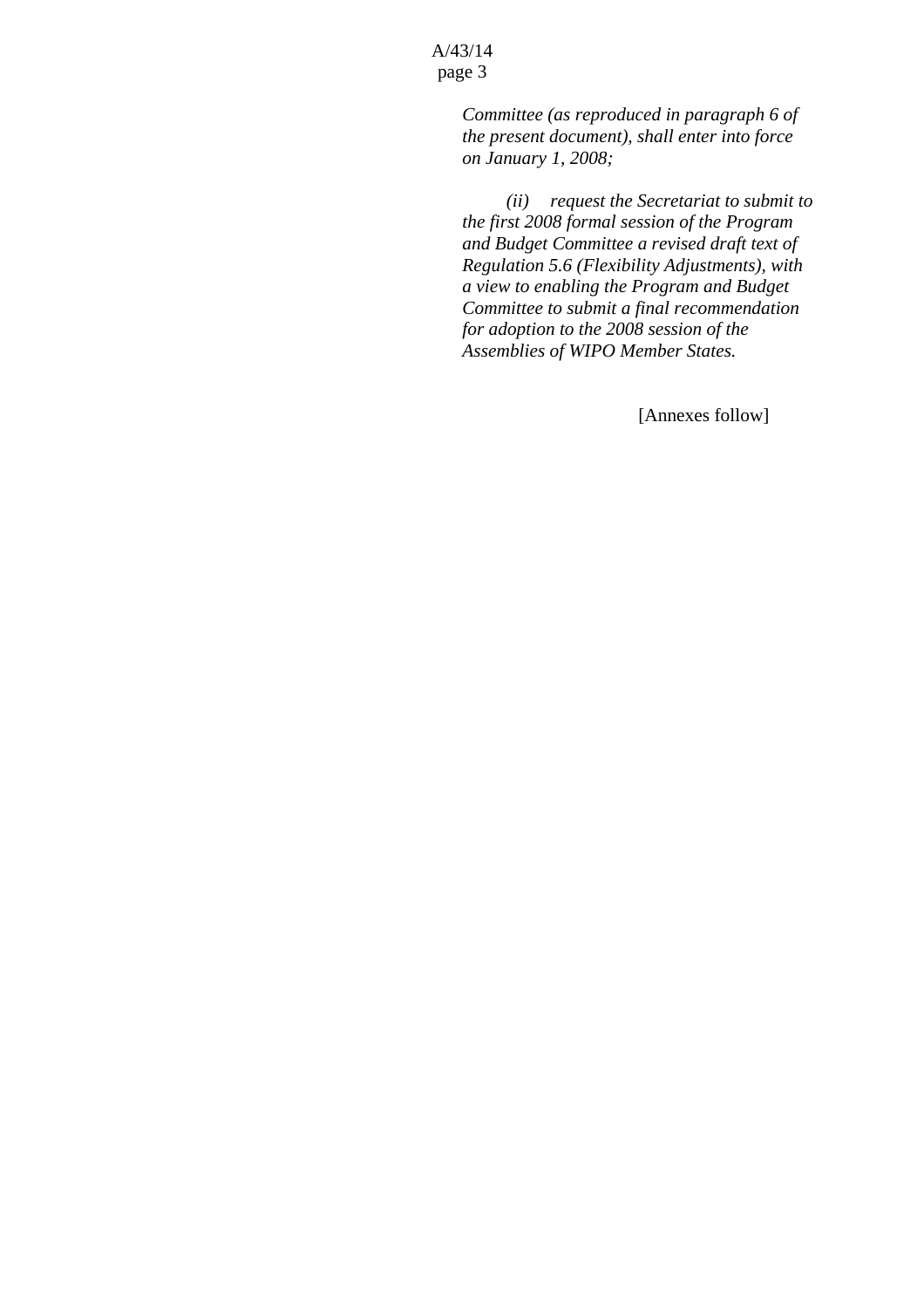*Committee (as reproduced in paragraph 6 of the present document), shall enter into force on January 1, 2008;*

*(ii) request the Secretariat to submit to the first 2008 formal session of the Program and Budget Committee a revised draft text of Regulation 5.6 (Flexibility Adjustments), with a view to enabling the Program and Budget Committee to submit a final recommendation for adoption to the 2008 session of the Assemblies of WIPO Member States.*

[Annexes follow]